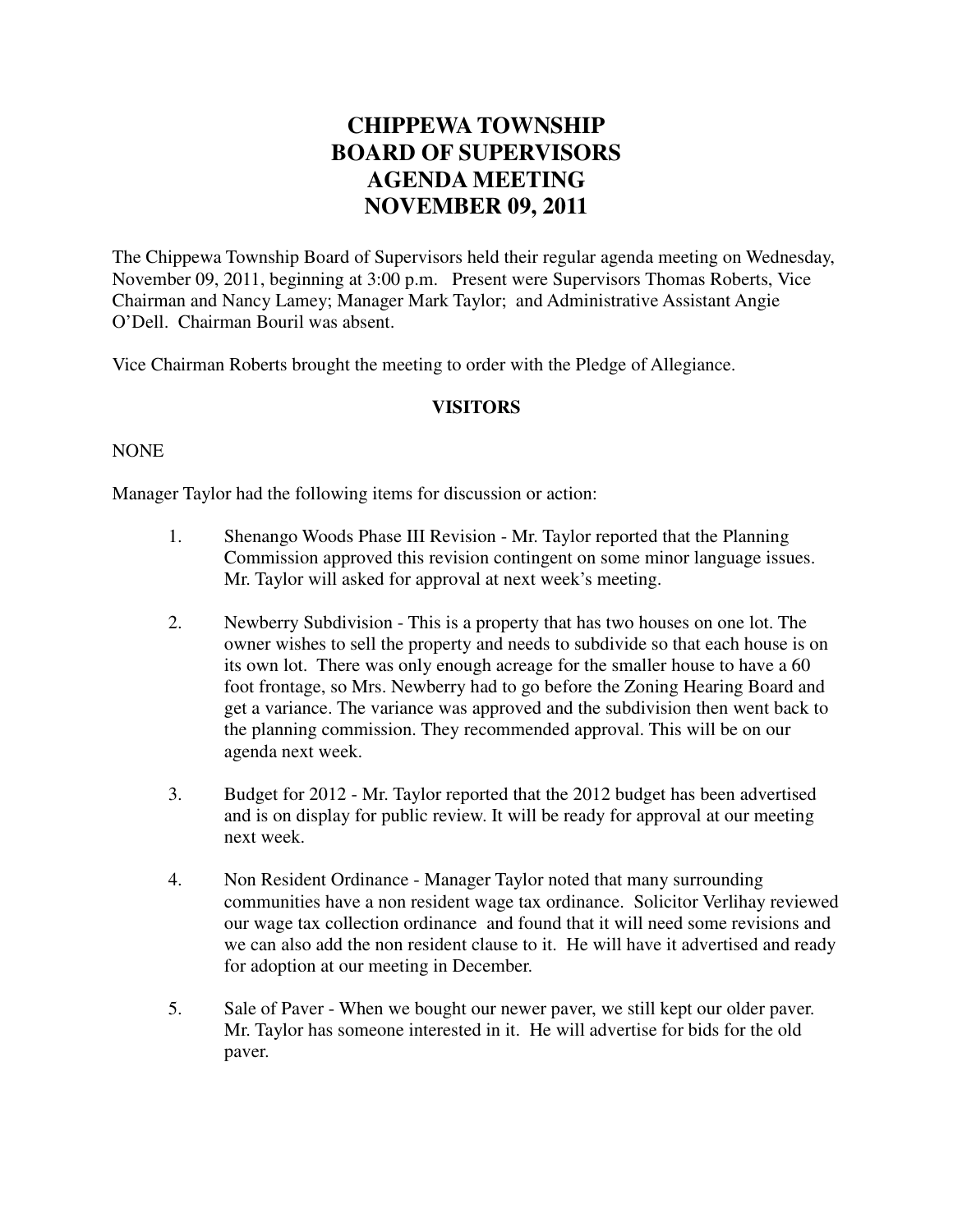# CHIPPEWA TOWNSHIP
# BOARD OF SUPERVISORS
# AGENDA MEETING
# NOVEMBER 09, 2011

The Chippewa Township Board of Supervisors held their regular agenda meeting on Wednesday, November 09, 2011, beginning at 3:00 p.m. Present were Supervisors Thomas Roberts, Vice Chairman and Nancy Lamey; Manager Mark Taylor; and Administrative Assistant Angie O'Dell. Chairman Bouril was absent.

Vice Chairman Roberts brought the meeting to order with the Pledge of Allegiance.

**VISITORS**

NONE

Manager Taylor had the following items for discussion or action:

1. Shenango Woods Phase III Revision - Mr. Taylor reported that the Planning Commission approved this revision contingent on some minor language issues. Mr. Taylor will asked for approval at next week's meeting.

2. Newberry Subdivision - This is a property that has two houses on one lot. The owner wishes to sell the property and needs to subdivide so that each house is on its own lot. There was only enough acreage for the smaller house to have a 60 foot frontage, so Mrs. Newberry had to go before the Zoning Hearing Board and get a variance. The variance was approved and the subdivision then went back to the planning commission. They recommended approval. This will be on our agenda next week.

3. Budget for 2012 - Mr. Taylor reported that the 2012 budget has been advertised and is on display for public review. It will be ready for approval at our meeting next week.

4. Non Resident Ordinance - Manager Taylor noted that many surrounding communities have a non resident wage tax ordinance. Solicitor Verlihay reviewed our wage tax collection ordinance and found that it will need some revisions and we can also add the non resident clause to it. He will have it advertised and ready for adoption at our meeting in December.

5. Sale of Paver - When we bought our newer paver, we still kept our older paver. Mr. Taylor has someone interested in it. He will advertise for bids for the old paver.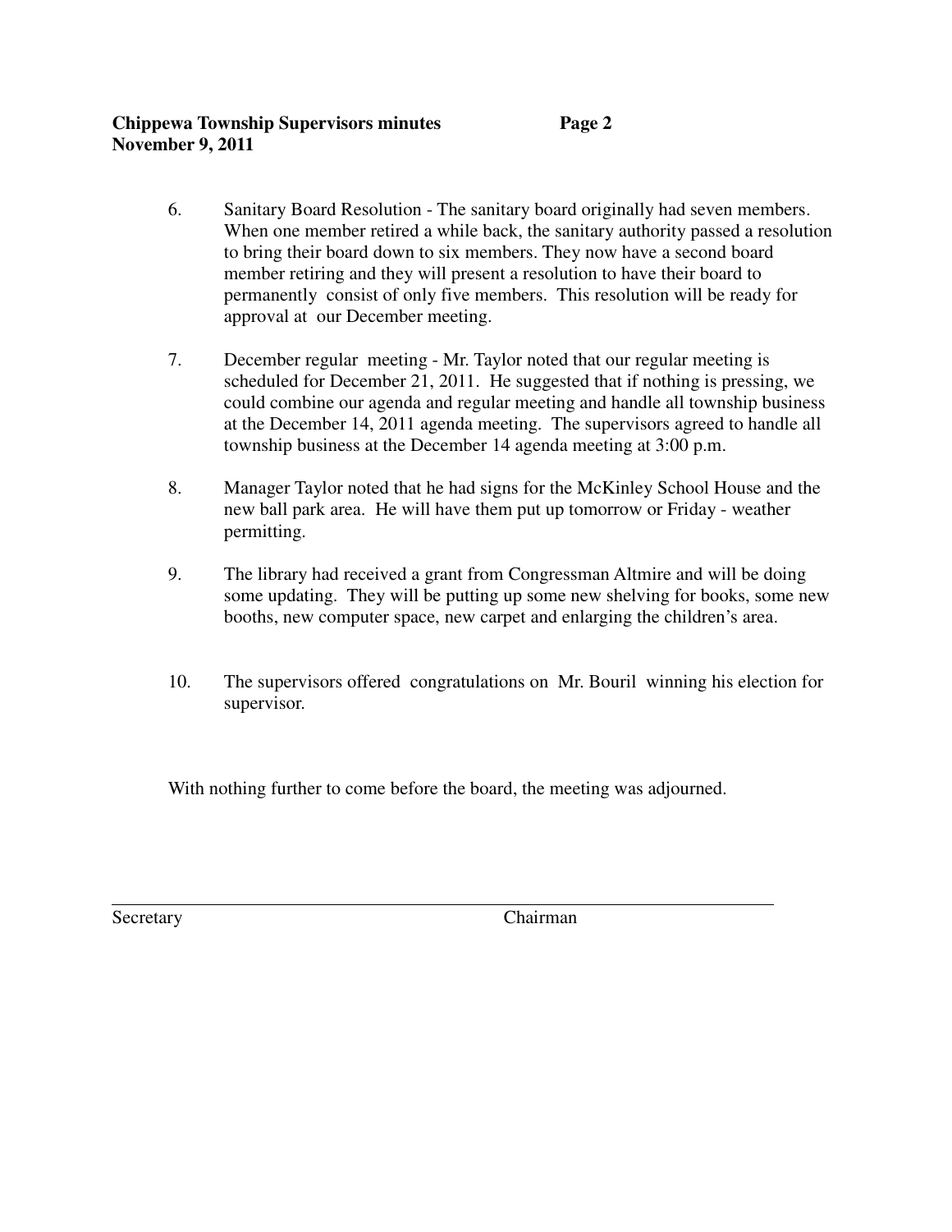6. Sanitary Board Resolution - The sanitary board originally had seven members. When one member retired a while back, the sanitary authority passed a resolution to bring their board down to six members. They now have a second board member retiring and they will present a resolution to have their board to permanently consist of only five members. This resolution will be ready for approval at our December meeting.

7. December regular meeting - Mr. Taylor noted that our regular meeting is scheduled for December 21, 2011. He suggested that if nothing is pressing, we could combine our agenda and regular meeting and handle all township business at the December 14, 2011 agenda meeting. The supervisors agreed to handle all township business at the December 14 agenda meeting at 3:00 p.m.

8. Manager Taylor noted that he had signs for the McKinley School House and the new ball park area. He will have them put up tomorrow or Friday - weather permitting.

9. The library had received a grant from Congressman Altmire and will be doing some updating. They will be putting up some new shelving for books, some new booths, new computer space, new carpet and enlarging the children's area.

10. The supervisors offered congratulations on Mr. Bouril winning his election for supervisor.

With nothing further to come before the board, the meeting was adjourned.

Secretary Chairman